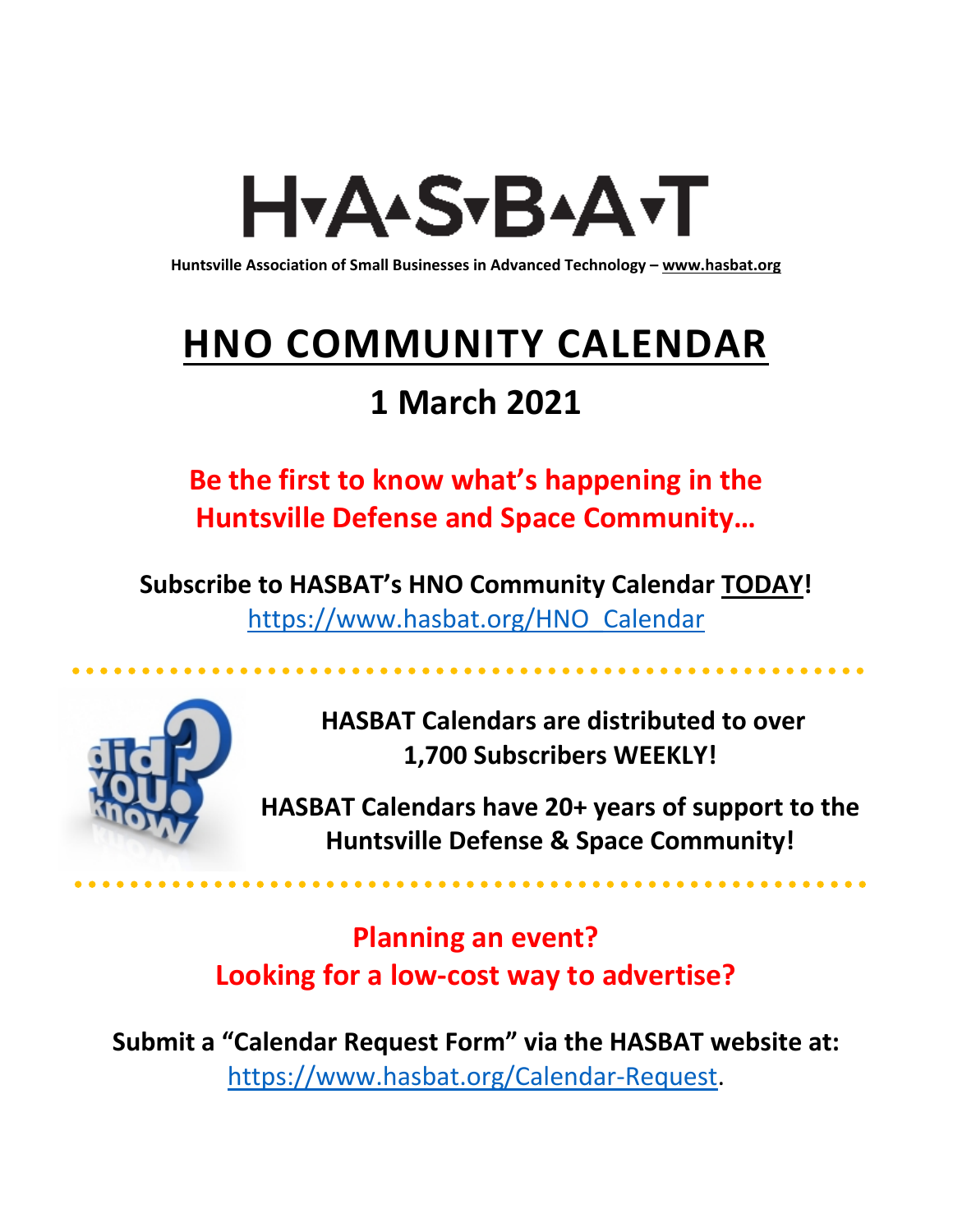# H▾A▴S▾B▴A▾T

**Huntsville Association of Small Businesses in Advanced Technology – www.hasbat.org**

# HNO COMMUNITY CALENDAR

## 1 March 2021

**Be the first to know what's happening in the Huntsville Defense and Space Community…**

**Subscribe to HASBAT's HNO Community Calendar TODAY!**
https://www.hasbat.org/HNO_Calendar

**HASBAT Calendars are distributed to over 1,700 Subscribers WEEKLY!**

**HASBAT Calendars have 20+ years of support to the Huntsville Defense & Space Community!**

**Planning an event?**
**Looking for a low-cost way to advertise?**

**Submit a "Calendar Request Form" via the HASBAT website at:**
https://www.hasbat.org/Calendar-Request.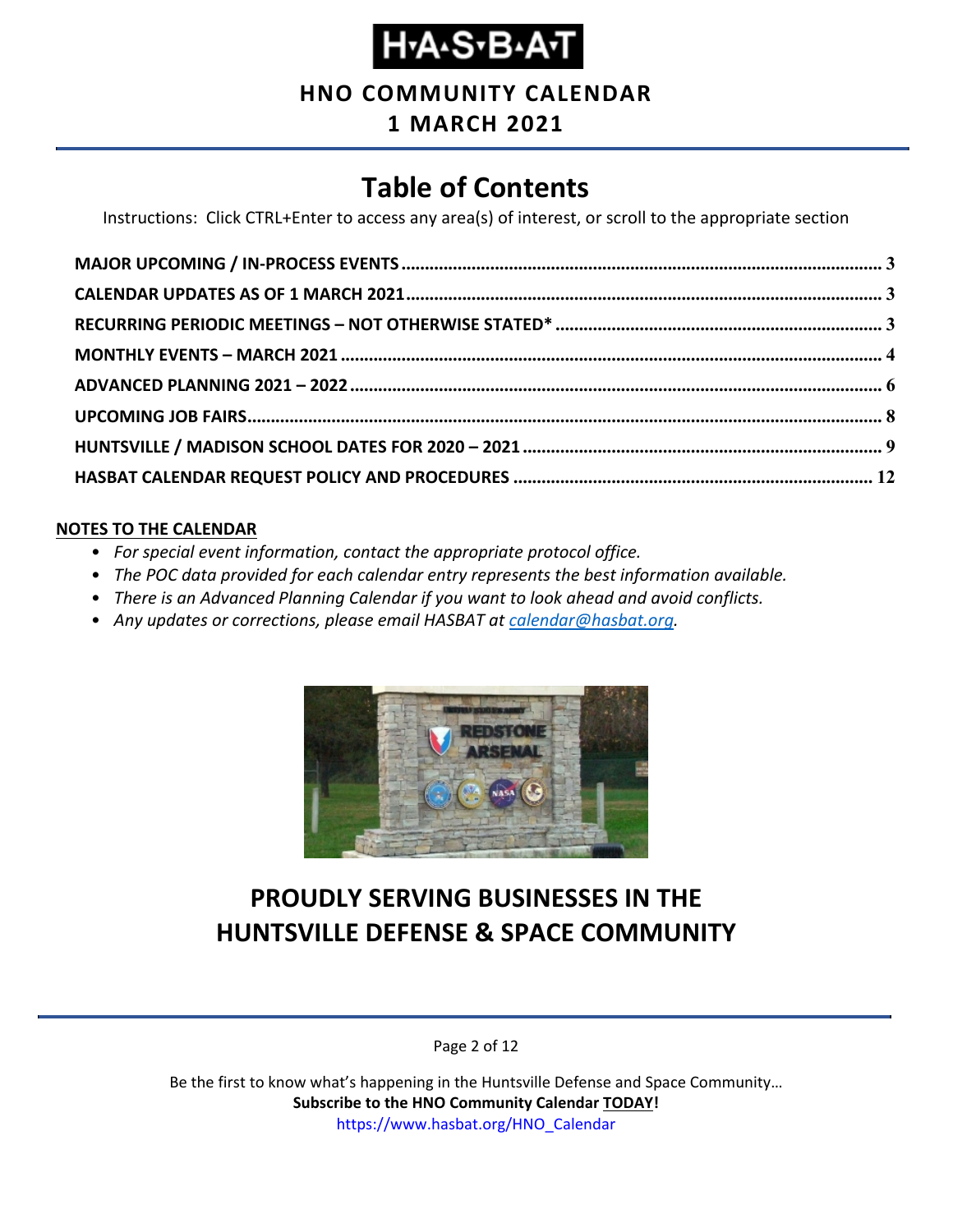# H·A·S·B·A·T

## HNO COMMUNITY CALENDAR
## 1 MARCH 2021

# Table of Contents

Instructions: Click CTRL+Enter to access any area(s) of interest, or scroll to the appropriate section

| | |
|---|---|
| **MAJOR UPCOMING / IN-PROCESS EVENTS** | **3** |
| **CALENDAR UPDATES AS OF 1 MARCH 2021** | **3** |
| **RECURRING PERIODIC MEETINGS – NOT OTHERWISE STATED*** | **3** |
| **MONTHLY EVENTS – MARCH 2021** | **4** |
| **ADVANCED PLANNING 2021 – 2022** | **6** |
| **UPCOMING JOB FAIRS** | **8** |
| **HUNTSVILLE / MADISON SCHOOL DATES FOR 2020 – 2021** | **9** |
| **HASBAT CALENDAR REQUEST POLICY AND PROCEDURES** | **12** |

**NOTES TO THE CALENDAR**

- *For special event information, contact the appropriate protocol office.*
- *The POC data provided for each calendar entry represents the best information available.*
- *There is an Advanced Planning Calendar if you want to look ahead and avoid conflicts.*
- *Any updates or corrections, please email HASBAT at calendar@hasbat.org.*

## PROUDLY SERVING BUSINESSES IN THE HUNTSVILLE DEFENSE & SPACE COMMUNITY

Be the first to know what's happening in the Huntsville Defense and Space Community…
**Subscribe to the HNO Community Calendar TODAY!**
https://www.hasbat.org/HNO_Calendar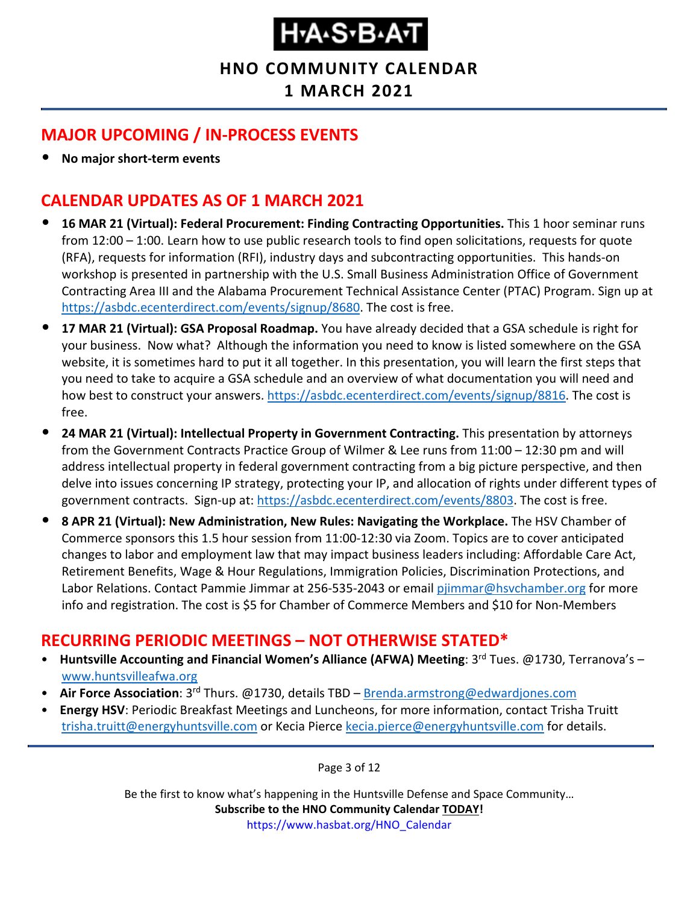# H·A·S·B·A·T

## HNO COMMUNITY CALENDAR

## 1 MARCH 2021

## MAJOR UPCOMING / IN-PROCESS EVENTS

- **No major short-term events**

## CALENDAR UPDATES AS OF 1 MARCH 2021

- **16 MAR 21 (Virtual): Federal Procurement: Finding Contracting Opportunities.** This 1 hoor seminar runs from 12:00 – 1:00. Learn how to use public research tools to find open solicitations, requests for quote (RFA), requests for information (RFI), industry days and subcontracting opportunities. This hands-on workshop is presented in partnership with the U.S. Small Business Administration Office of Government Contracting Area III and the Alabama Procurement Technical Assistance Center (PTAC) Program. Sign up at https://asbdc.ecenterdirect.com/events/signup/8680. The cost is free.
- **17 MAR 21 (Virtual): GSA Proposal Roadmap.** You have already decided that a GSA schedule is right for your business. Now what? Although the information you need to know is listed somewhere on the GSA website, it is sometimes hard to put it all together. In this presentation, you will learn the first steps that you need to take to acquire a GSA schedule and an overview of what documentation you will need and how best to construct your answers. https://asbdc.ecenterdirect.com/events/signup/8816. The cost is free.
- **24 MAR 21 (Virtual): Intellectual Property in Government Contracting.** This presentation by attorneys from the Government Contracts Practice Group of Wilmer & Lee runs from 11:00 – 12:30 pm and will address intellectual property in federal government contracting from a big picture perspective, and then delve into issues concerning IP strategy, protecting your IP, and allocation of rights under different types of government contracts. Sign-up at: https://asbdc.ecenterdirect.com/events/8803. The cost is free.
- **8 APR 21 (Virtual): New Administration, New Rules: Navigating the Workplace.** The HSV Chamber of Commerce sponsors this 1.5 hour session from 11:00-12:30 via Zoom. Topics are to cover anticipated changes to labor and employment law that may impact business leaders including: Affordable Care Act, Retirement Benefits, Wage & Hour Regulations, Immigration Policies, Discrimination Protections, and Labor Relations. Contact Pammie Jimmar at 256-535-2043 or email pjimmar@hsvchamber.org for more info and registration. The cost is $5 for Chamber of Commerce Members and $10 for Non-Members

## RECURRING PERIODIC MEETINGS – NOT OTHERWISE STATED*

- **Huntsville Accounting and Financial Women's Alliance (AFWA) Meeting**: 3rd Tues. @1730, Terranova's – www.huntsvilleafwa.org
- **Air Force Association**: 3rd Thurs. @1730, details TBD – Brenda.armstrong@edwardjones.com
- **Energy HSV**: Periodic Breakfast Meetings and Luncheons, for more information, contact Trisha Truitt trisha.truitt@energyhuntsville.com or Kecia Pierce kecia.pierce@energyhuntsville.com for details.

Be the first to know what's happening in the Huntsville Defense and Space Community…
**Subscribe to the HNO Community Calendar TODAY!**
https://www.hasbat.org/HNO_Calendar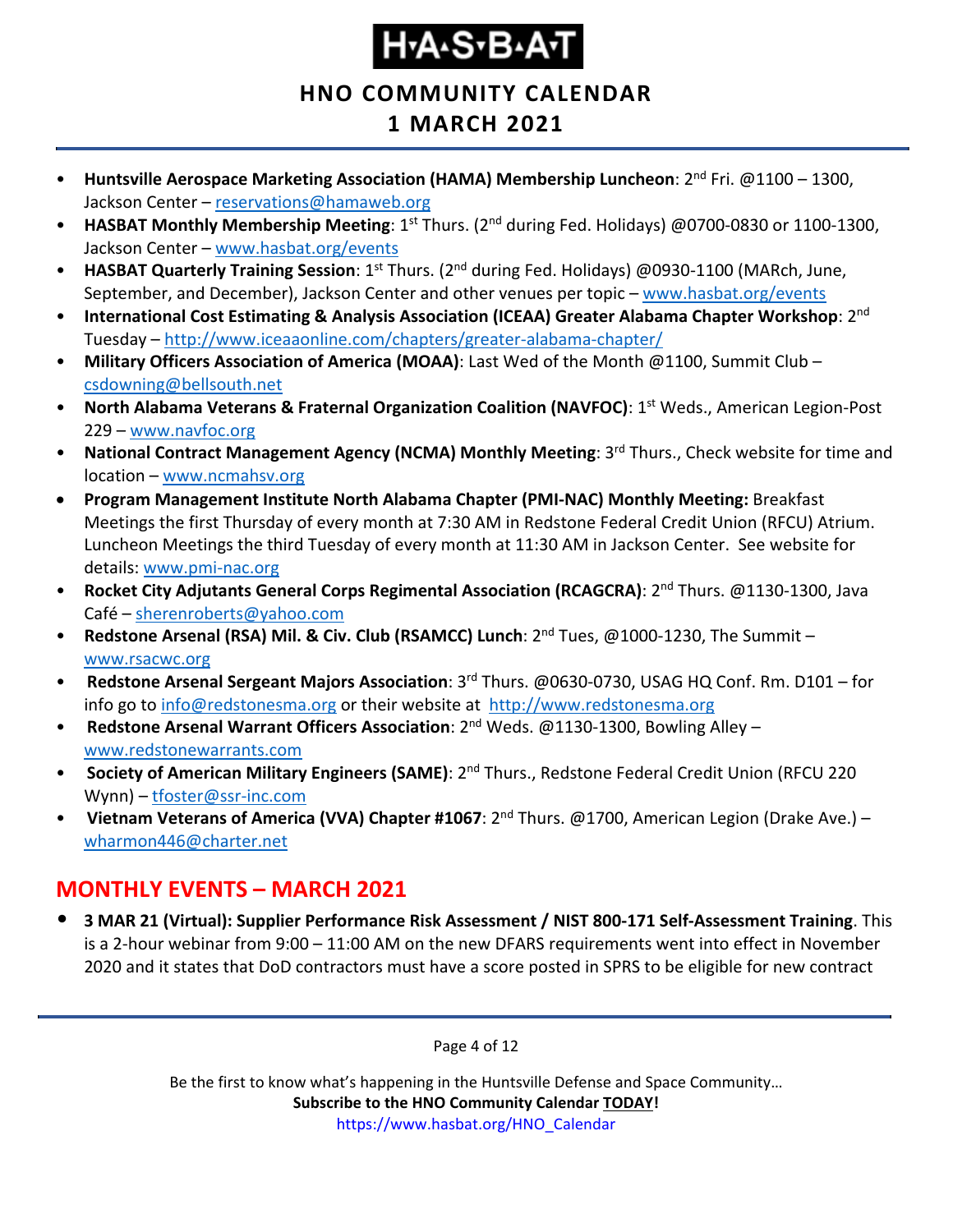- **Huntsville Aerospace Marketing Association (HAMA) Membership Luncheon**: 2nd Fri. @1100 – 1300, Jackson Center – reservations@hamaweb.org
- **HASBAT Monthly Membership Meeting**: 1st Thurs. (2nd during Fed. Holidays) @0700-0830 or 1100-1300, Jackson Center – www.hasbat.org/events
- **HASBAT Quarterly Training Session**: 1st Thurs. (2nd during Fed. Holidays) @0930-1100 (MARch, June, September, and December), Jackson Center and other venues per topic – www.hasbat.org/events
- **International Cost Estimating & Analysis Association (ICEAA) Greater Alabama Chapter Workshop**: 2nd Tuesday – http://www.iceaaonline.com/chapters/greater-alabama-chapter/
- **Military Officers Association of America (MOAA)**: Last Wed of the Month @1100, Summit Club – csdowning@bellsouth.net
- **North Alabama Veterans & Fraternal Organization Coalition (NAVFOC)**: 1st Weds., American Legion-Post 229 – www.navfoc.org
- **National Contract Management Agency (NCMA) Monthly Meeting**: 3rd Thurs., Check website for time and location – www.ncmahsv.org
- **Program Management Institute North Alabama Chapter (PMI-NAC) Monthly Meeting:** Breakfast Meetings the first Thursday of every month at 7:30 AM in Redstone Federal Credit Union (RFCU) Atrium. Luncheon Meetings the third Tuesday of every month at 11:30 AM in Jackson Center. See website for details: www.pmi-nac.org
- **Rocket City Adjutants General Corps Regimental Association (RCAGCRA)**: 2nd Thurs. @1130-1300, Java Café – sherenroberts@yahoo.com
- **Redstone Arsenal (RSA) Mil. & Civ. Club (RSAMCC) Lunch**: 2nd Tues, @1000-1230, The Summit – www.rsacwc.org
- **Redstone Arsenal Sergeant Majors Association**: 3rd Thurs. @0630-0730, USAG HQ Conf. Rm. D101 – for info go to info@redstonesma.org or their website at http://www.redstonesma.org
- **Redstone Arsenal Warrant Officers Association**: 2nd Weds. @1130-1300, Bowling Alley – www.redstonewarrants.com
- **Society of American Military Engineers (SAME)**: 2nd Thurs., Redstone Federal Credit Union (RFCU 220 Wynn) – tfoster@ssr-inc.com
- **Vietnam Veterans of America (VVA) Chapter #1067**: 2nd Thurs. @1700, American Legion (Drake Ave.) – wharmon446@charter.net

## MONTHLY EVENTS – MARCH 2021

- **3 MAR 21 (Virtual): Supplier Performance Risk Assessment / NIST 800-171 Self-Assessment Training**. This is a 2-hour webinar from 9:00 – 11:00 AM on the new DFARS requirements went into effect in November 2020 and it states that DoD contractors must have a score posted in SPRS to be eligible for new contract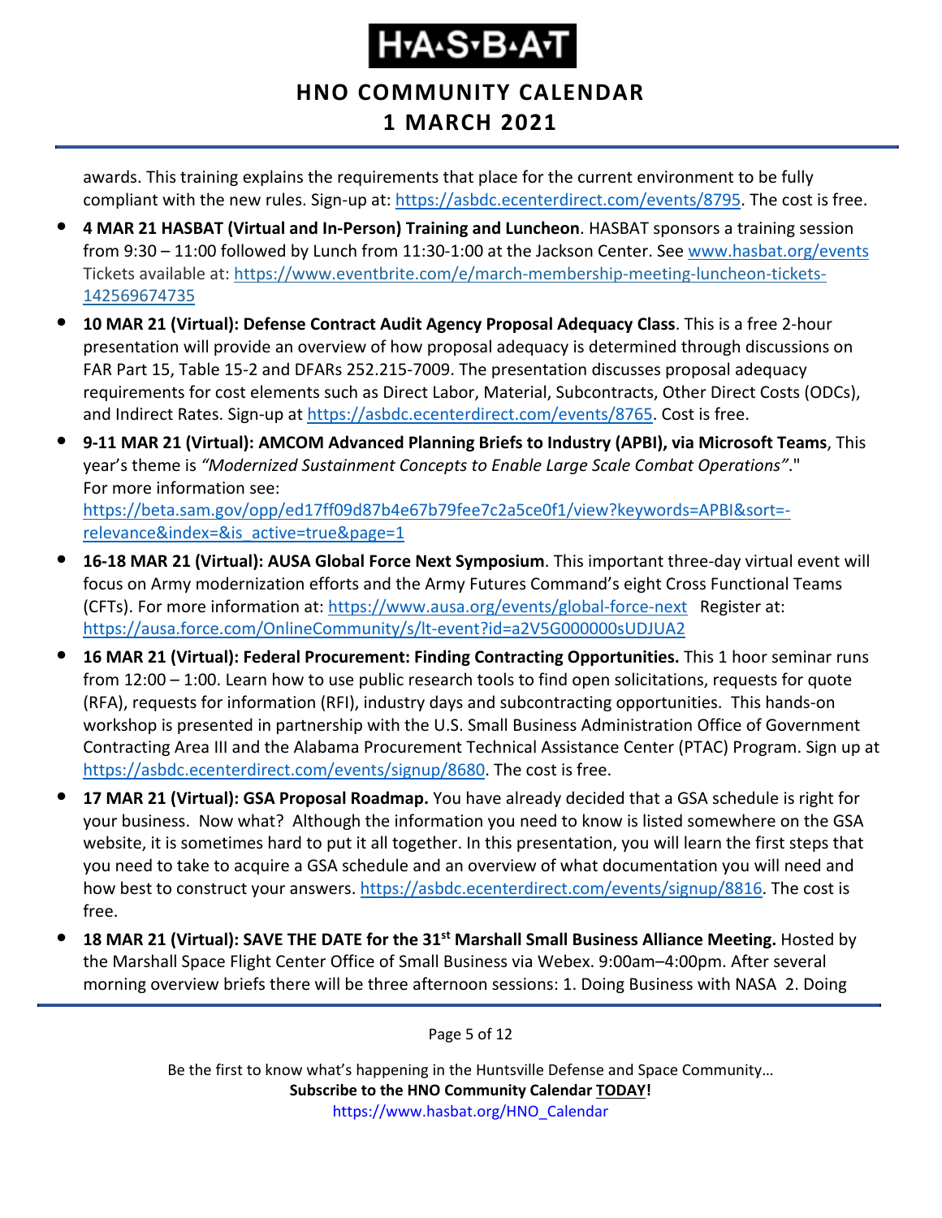awards. This training explains the requirements that place for the current environment to be fully compliant with the new rules. Sign-up at: https://asbdc.ecenterdirect.com/events/8795. The cost is free.

- **4 MAR 21 HASBAT (Virtual and In-Person) Training and Luncheon**. HASBAT sponsors a training session from 9:30 – 11:00 followed by Lunch from 11:30-1:00 at the Jackson Center. See www.hasbat.org/events Tickets available at: https://www.eventbrite.com/e/march-membership-meeting-luncheon-tickets-142569674735
- **10 MAR 21 (Virtual): Defense Contract Audit Agency Proposal Adequacy Class**. This is a free 2-hour presentation will provide an overview of how proposal adequacy is determined through discussions on FAR Part 15, Table 15-2 and DFARs 252.215-7009. The presentation discusses proposal adequacy requirements for cost elements such as Direct Labor, Material, Subcontracts, Other Direct Costs (ODCs), and Indirect Rates. Sign-up at https://asbdc.ecenterdirect.com/events/8765. Cost is free.
- **9-11 MAR 21 (Virtual): AMCOM Advanced Planning Briefs to Industry (APBI), via Microsoft Teams**, This year's theme is *"Modernized Sustainment Concepts to Enable Large Scale Combat Operations"*." For more information see: https://beta.sam.gov/opp/ed17ff09d87b4e67b79fee7c2a5ce0f1/view?keywords=APBI&sort=-relevance&index=&is_active=true&page=1
- **16-18 MAR 21 (Virtual): AUSA Global Force Next Symposium**. This important three-day virtual event will focus on Army modernization efforts and the Army Futures Command's eight Cross Functional Teams (CFTs). For more information at: https://www.ausa.org/events/global-force-next Register at: https://ausa.force.com/OnlineCommunity/s/lt-event?id=a2V5G000000sUDJUA2
- **16 MAR 21 (Virtual): Federal Procurement: Finding Contracting Opportunities.** This 1 hoor seminar runs from 12:00 – 1:00. Learn how to use public research tools to find open solicitations, requests for quote (RFA), requests for information (RFI), industry days and subcontracting opportunities. This hands-on workshop is presented in partnership with the U.S. Small Business Administration Office of Government Contracting Area III and the Alabama Procurement Technical Assistance Center (PTAC) Program. Sign up at https://asbdc.ecenterdirect.com/events/signup/8680. The cost is free.
- **17 MAR 21 (Virtual): GSA Proposal Roadmap.** You have already decided that a GSA schedule is right for your business. Now what? Although the information you need to know is listed somewhere on the GSA website, it is sometimes hard to put it all together. In this presentation, you will learn the first steps that you need to take to acquire a GSA schedule and an overview of what documentation you will need and how best to construct your answers. https://asbdc.ecenterdirect.com/events/signup/8816. The cost is free.
- **18 MAR 21 (Virtual): SAVE THE DATE for the 31st Marshall Small Business Alliance Meeting.** Hosted by the Marshall Space Flight Center Office of Small Business via Webex. 9:00am–4:00pm. After several morning overview briefs there will be three afternoon sessions: 1. Doing Business with NASA 2. Doing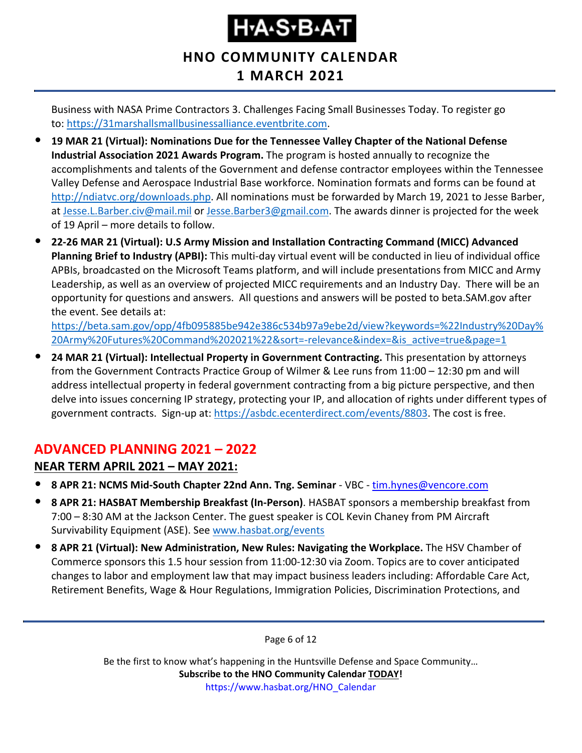Business with NASA Prime Contractors 3. Challenges Facing Small Businesses Today. To register go to: [https://31marshallsmallbusinessalliance.eventbrite.com](https://31marshallsmallbusinessalliance.eventbrite.com).

- **19 MAR 21 (Virtual): Nominations Due for the Tennessee Valley Chapter of the National Defense Industrial Association 2021 Awards Program.** The program is hosted annually to recognize the accomplishments and talents of the Government and defense contractor employees within the Tennessee Valley Defense and Aerospace Industrial Base workforce. Nomination formats and forms can be found at [http://ndiatvc.org/downloads.php](http://ndiatvc.org/downloads.php). All nominations must be forwarded by March 19, 2021 to Jesse Barber, at [Jesse.L.Barber.civ@mail.mil](mailto:Jesse.L.Barber.civ@mail.mil) or [Jesse.Barber3@gmail.com](mailto:Jesse.Barber3@gmail.com). The awards dinner is projected for the week of 19 April – more details to follow.
- **22-26 MAR 21 (Virtual): U.S Army Mission and Installation Contracting Command (MICC) Advanced Planning Brief to Industry (APBI):** This multi-day virtual event will be conducted in lieu of individual office APBIs, broadcasted on the Microsoft Teams platform, and will include presentations from MICC and Army Leadership, as well as an overview of projected MICC requirements and an Industry Day. There will be an opportunity for questions and answers. All questions and answers will be posted to beta.SAM.gov after the event. See details at: [https://beta.sam.gov/opp/4fb095885be942e386c534b97a9ebe2d/view?keywords=%22Industry%20Day%20Army%20Futures%20Command%202021%22&sort=-relevance&index=&is_active=true&page=1](https://beta.sam.gov/opp/4fb095885be942e386c534b97a9ebe2d/view?keywords=%22Industry%20Day%20Army%20Futures%20Command%202021%22&sort=-relevance&index=&is_active=true&page=1)
- **24 MAR 21 (Virtual): Intellectual Property in Government Contracting.** This presentation by attorneys from the Government Contracts Practice Group of Wilmer & Lee runs from 11:00 – 12:30 pm and will address intellectual property in federal government contracting from a big picture perspective, and then delve into issues concerning IP strategy, protecting your IP, and allocation of rights under different types of government contracts. Sign-up at: [https://asbdc.ecenterdirect.com/events/8803](https://asbdc.ecenterdirect.com/events/8803). The cost is free.

## ADVANCED PLANNING 2021 – 2022

### NEAR TERM APRIL 2021 – MAY 2021:

- **8 APR 21: NCMS Mid-South Chapter 22nd Ann. Tng. Seminar** - VBC - [tim.hynes@vencore.com](mailto:tim.hynes@vencore.com)
- **8 APR 21: HASBAT Membership Breakfast (In-Person)**. HASBAT sponsors a membership breakfast from 7:00 – 8:30 AM at the Jackson Center. The guest speaker is COL Kevin Chaney from PM Aircraft Survivability Equipment (ASE). See [www.hasbat.org/events](http://www.hasbat.org/events)
- **8 APR 21 (Virtual): New Administration, New Rules: Navigating the Workplace.** The HSV Chamber of Commerce sponsors this 1.5 hour session from 11:00-12:30 via Zoom. Topics are to cover anticipated changes to labor and employment law that may impact business leaders including: Affordable Care Act, Retirement Benefits, Wage & Hour Regulations, Immigration Policies, Discrimination Protections, and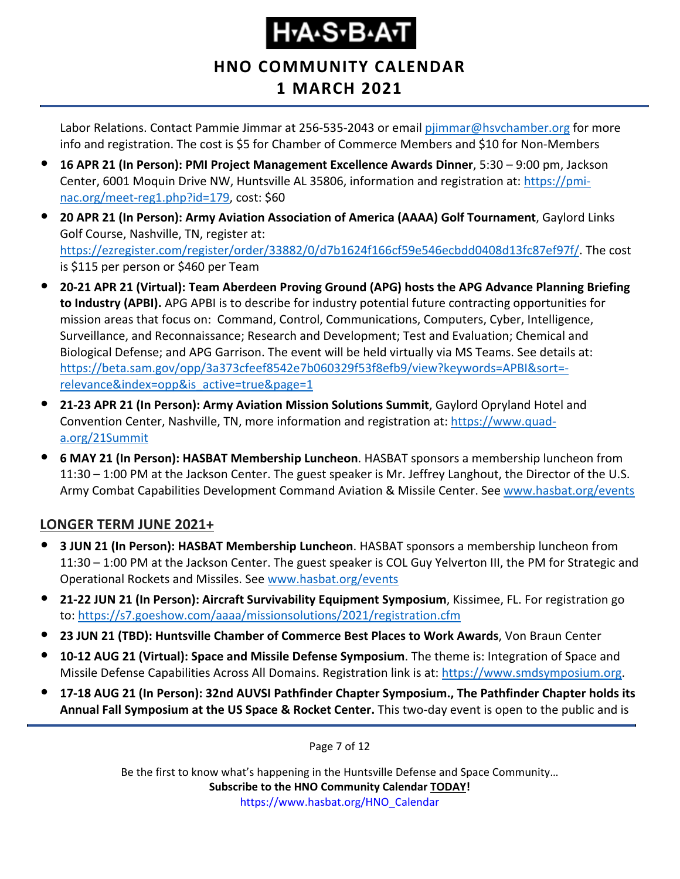Labor Relations. Contact Pammie Jimmar at 256-535-2043 or email pjimmar@hsvchamber.org for more info and registration. The cost is $5 for Chamber of Commerce Members and $10 for Non-Members

- **16 APR 21 (In Person): PMI Project Management Excellence Awards Dinner**, 5:30 – 9:00 pm, Jackson Center, 6001 Moquin Drive NW, Huntsville AL 35806, information and registration at: https://pmi-nac.org/meet-reg1.php?id=179, cost: $60
- **20 APR 21 (In Person): Army Aviation Association of America (AAAA) Golf Tournament**, Gaylord Links Golf Course, Nashville, TN, register at: https://ezregister.com/register/order/33882/0/d7b1624f166cf59e546ecbdd0408d13fc87ef97f/. The cost is $115 per person or $460 per Team
- **20-21 APR 21 (Virtual): Team Aberdeen Proving Ground (APG) hosts the APG Advance Planning Briefing to Industry (APBI).** APG APBI is to describe for industry potential future contracting opportunities for mission areas that focus on: Command, Control, Communications, Computers, Cyber, Intelligence, Surveillance, and Reconnaissance; Research and Development; Test and Evaluation; Chemical and Biological Defense; and APG Garrison. The event will be held virtually via MS Teams. See details at: https://beta.sam.gov/opp/3a373cfeef8542e7b060329f53f8efb9/view?keywords=APBI&sort=-relevance&index=opp&is_active=true&page=1
- **21-23 APR 21 (In Person): Army Aviation Mission Solutions Summit**, Gaylord Opryland Hotel and Convention Center, Nashville, TN, more information and registration at: https://www.quad-a.org/21Summit
- **6 MAY 21 (In Person): HASBAT Membership Luncheon**. HASBAT sponsors a membership luncheon from 11:30 – 1:00 PM at the Jackson Center. The guest speaker is Mr. Jeffrey Langhout, the Director of the U.S. Army Combat Capabilities Development Command Aviation & Missile Center. See www.hasbat.org/events

## LONGER TERM JUNE 2021+

- **3 JUN 21 (In Person): HASBAT Membership Luncheon**. HASBAT sponsors a membership luncheon from 11:30 – 1:00 PM at the Jackson Center. The guest speaker is COL Guy Yelverton III, the PM for Strategic and Operational Rockets and Missiles. See www.hasbat.org/events
- **21-22 JUN 21 (In Person): Aircraft Survivability Equipment Symposium**, Kissimee, FL. For registration go to: https://s7.goeshow.com/aaaa/missionsolutions/2021/registration.cfm
- **23 JUN 21 (TBD): Huntsville Chamber of Commerce Best Places to Work Awards**, Von Braun Center
- **10-12 AUG 21 (Virtual): Space and Missile Defense Symposium**. The theme is: Integration of Space and Missile Defense Capabilities Across All Domains. Registration link is at: https://www.smdsymposium.org.
- **17-18 AUG 21 (In Person): 32nd AUVSI Pathfinder Chapter Symposium., The Pathfinder Chapter holds its Annual Fall Symposium at the US Space & Rocket Center.** This two-day event is open to the public and is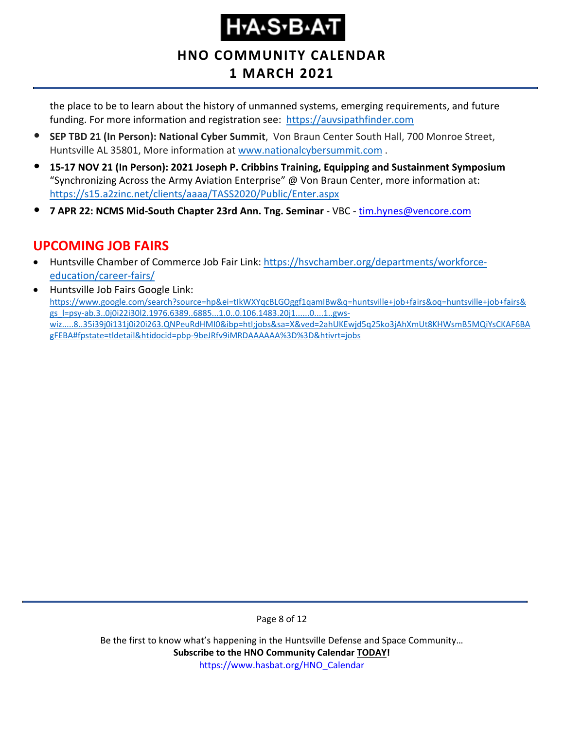the place to be to learn about the history of unmanned systems, emerging requirements, and future funding. For more information and registration see: https://auvsipathfinder.com

- **SEP TBD 21 (In Person): National Cyber Summit**, Von Braun Center South Hall, 700 Monroe Street, Huntsville AL 35801, More information at www.nationalcybersummit.com .
- **15-17 NOV 21 (In Person): 2021 Joseph P. Cribbins Training, Equipping and Sustainment Symposium** “Synchronizing Across the Army Aviation Enterprise” @ Von Braun Center, more information at: https://s15.a2zinc.net/clients/aaaa/TASS2020/Public/Enter.aspx
- **7 APR 22: NCMS Mid-South Chapter 23rd Ann. Tng. Seminar** - VBC - tim.hynes@vencore.com

## UPCOMING JOB FAIRS

- Huntsville Chamber of Commerce Job Fair Link: https://hsvchamber.org/departments/workforce-education/career-fairs/
- Huntsville Job Fairs Google Link: https://www.google.com/search?source=hp&ei=tIkWXYqcBLGOggf1qamIBw&q=huntsville+job+fairs&oq=huntsville+job+fairs&gs_l=psy-ab.3..0j0i22i30l2.1976.6389..6885...1.0..0.106.1483.20j1......0....1..gws-wiz.....8..35i39j0i131j0i20i263.QNPeuRdHMI0&ibp=htl;jobs&sa=X&ved=2ahUKEwjd5q25ko3jAhXmUt8KHWsmB5MQiYsCKAF6BAgFEBA#fpstate=tldetail&htidocid=pbp-9beJRfv9iMRDAAAAAA%3D%3D&htivrt=jobs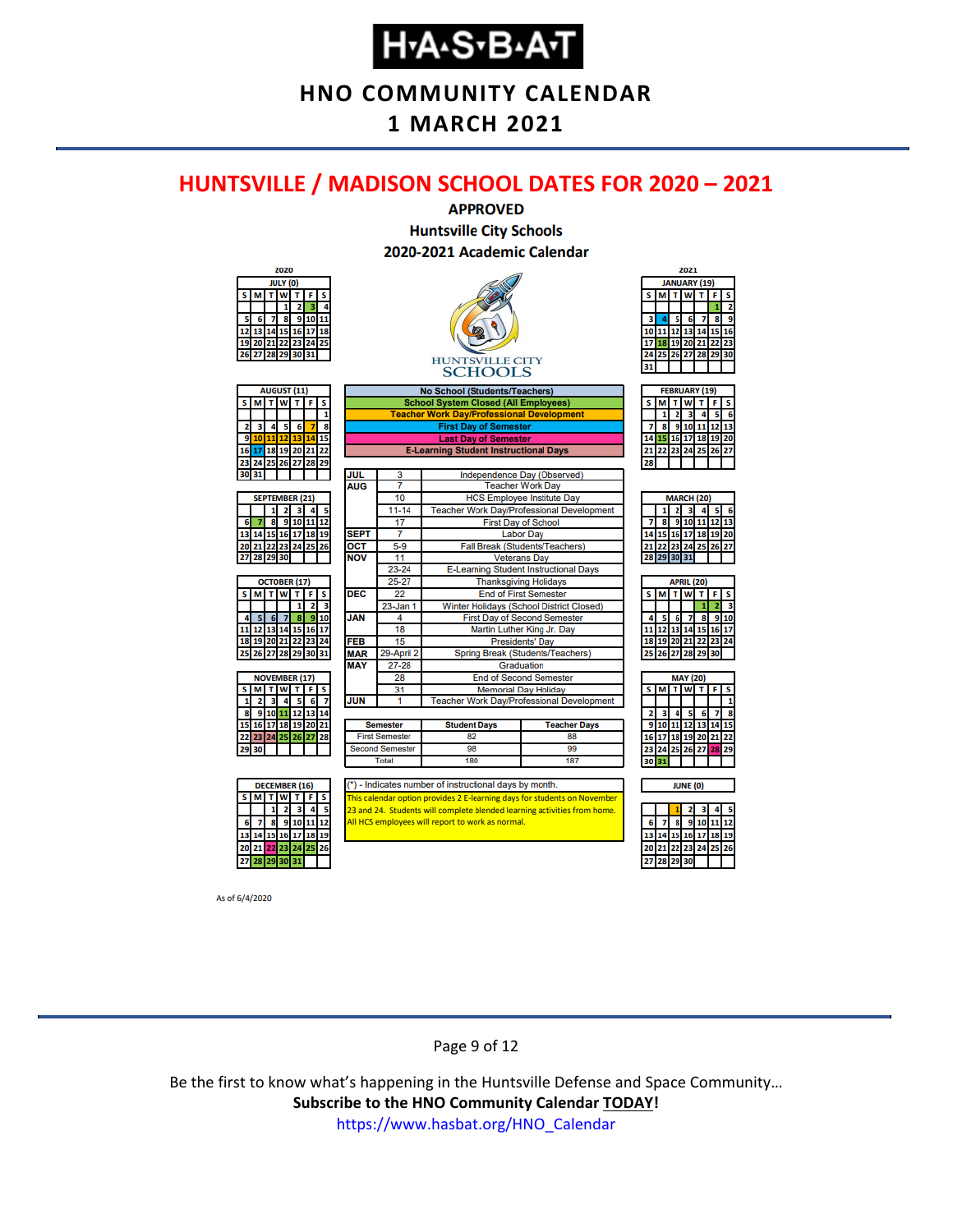# HNO COMMUNITY CALENDAR
# 1 MARCH 2021

## HUNTSVILLE / MADISON SCHOOL DATES FOR 2020 – 2021

**APPROVED**
**Huntsville City Schools**
**2020-2021 Academic Calendar**

HUNTSVILLE CITY SCHOOLS

**Legend:**
- No School (Students/Teachers)
- School System Closed (All Employees)
- Teacher Work Day/Professional Development
- First Day of Semester
- Last Day of Semester
- E-Learning Student Instructional Days

| Month | Date | Event |
|---|---|---|
| JUL | 3 | Independence Day (Observed) |
| AUG | 7 | Teacher Work Day |
| | 10 | HCS Employee Insitute Day |
| | 11-14 | Teacher Work Day/Professional Development |
| | 17 | First Day of School |
| SEPT | 7 | Labor Day |
| OCT | 5-9 | Fall Break (Students/Teachers) |
| NOV | 11 | Veterans Day |
| | 23-24 | E-Learning Student Instructional Days |
| | 25-27 | Thanksgiving Holidays |
| DEC | 22 | End of First Semester |
| | 23-Jan 1 | Winter Holidays (School District Closed) |
| JAN | 4 | First Day of Second Semester |
| | 18 | Martin Luther King Jr. Day |
| FEB | 15 | Presidents' Day |
| MAR | 29-April 2 | Spring Break (Students/Teachers) |
| MAY | 27-28 | Graduation |
| | 28 | End of Second Semester |
| | 31 | Memorial Day Holiday |
| JUN | 1 | Teacher Work Day/Professional Development |

| Semester | Student Days | Teacher Days |
|---|---|---|
| First Semester | 82 | 88 |
| Second Semester | 98 | 99 |
| Total | 180 | 187 |

(*) - Indicates number of instructional days by month.

This calendar option provides 2 E-learning days for students on November 23 and 24. Students will complete blended learning activities from home. All HCS employees will report to work as normal.

**Instructional days by month:**

| 2020 | Days | 2021 | Days |
|---|---|---|---|
| July | 0 | January | 19 |
| August | 11 | February | 19 |
| September | 21 | March | 20 |
| October | 17 | April | 20 |
| November | 17 | May | 20 |
| December | 16 | June | 0 |

As of 6/4/2020

Be the first to know what's happening in the Huntsville Defense and Space Community…
**Subscribe to the HNO Community Calendar TODAY!**
https://www.hasbat.org/HNO_Calendar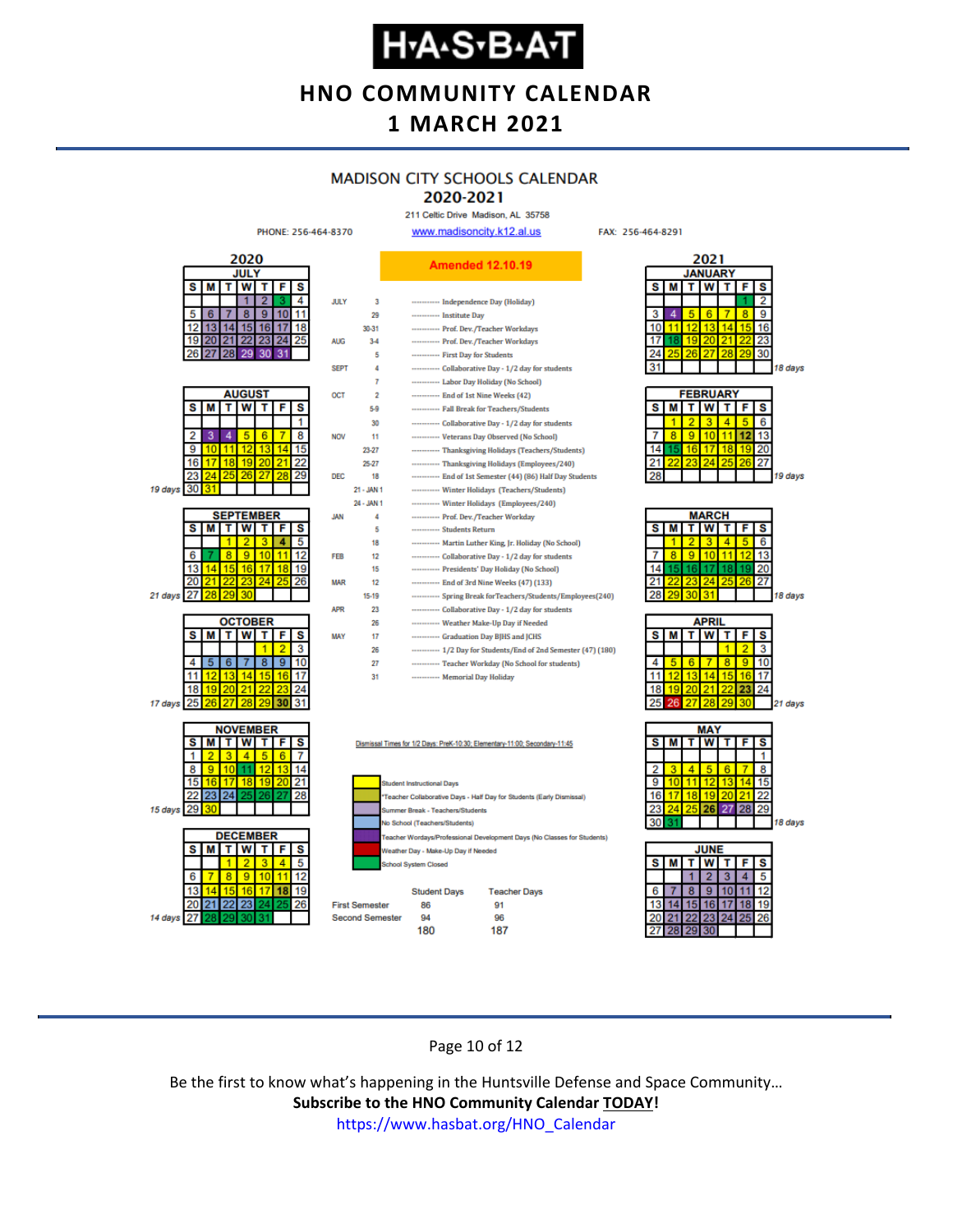# H·A·S·B·A·T

## HNO COMMUNITY CALENDAR
## 1 MARCH 2021

### MADISON CITY SCHOOLS CALENDAR
### 2020-2021

211 Celtic Drive Madison, AL 35758

PHONE: 256-464-8370 www.madisoncity.k12.al.us FAX: 256-464-8291

**Amended 12.10.19**

| Month | Date | Event |
|---|---|---|
| JULY | 3 | Independence Day (Holiday) |
| | 29 | Institute Day |
| | 30-31 | Prof. Dev./Teacher Workdays |
| AUG | 3-4 | Prof. Dev./Teacher Workdays |
| | 5 | First Day for Students |
| SEPT | 4 | Collaborative Day - 1/2 day for students |
| | 7 | Labor Day Holiday (No School) |
| OCT | 2 | End of 1st Nine Weeks (42) |
| | 5-9 | Fall Break for Teachers/Students |
| | 30 | Collaborative Day - 1/2 day for students |
| NOV | 11 | Veterans Day Observed (No School) |
| | 23-27 | Thanksgiving Holidays (Teachers/Students) |
| | 25-27 | Thanksgiving Holidays (Employees/240) |
| DEC | 18 | End of 1st Semester (44) (86) Half Day Students |
| | 21 - JAN 1 | Winter Holidays (Teachers/Students) |
| | 24 - JAN 1 | Winter Holidays (Employees/240) |
| JAN | 4 | Prof. Dev./Teacher Workday |
| | 5 | Students Return |
| | 18 | Martin Luther King, Jr. Holiday (No School) |
| FEB | 12 | Collaborative Day - 1/2 day for students |
| | 15 | Presidents' Day Holiday (No School) |
| MAR | 12 | End of 3rd Nine Weeks (47) (133) |
| | 15-19 | Spring Break for Teachers/Students/Employees(240) |
| APR | 23 | Collaborative Day - 1/2 day for students |
| | 26 | Weather Make-Up Day if Needed |
| MAY | 17 | Graduation Day BJHS and JCHS |
| | 26 | 1/2 Day for Students/End of 2nd Semester (47) (180) |
| | 27 | Teacher Workday (No School for students) |
| | 31 | Memorial Day Holiday |

Dismissal Times for 1/2 Days: PreK-10:30; Elementary-11:00; Secondary-11:45

Legend:
- Student Instructional Days
- *Teacher Collaborative Days - Half Day for Students (Early Dismissal)
- Summer Break - Teachers/Students
- No School (Teachers/Students)
- Teacher Workdays/Professional Development Days (No Classes for Students)
- Weather Day - Make-Up Day if Needed
- School System Closed

| | Student Days | Teacher Days |
|---|---|---|
| First Semester | 86 | 91 |
| Second Semester | 94 | 96 |
| | 180 | 187 |

Instructional days per month: August 19 days; September 21 days; October 17 days; November 15 days; December 14 days; January 18 days; February 19 days; March 18 days; April 21 days; May 18 days.

Be the first to know what's happening in the Huntsville Defense and Space Community…
**Subscribe to the HNO Community Calendar TODAY!**
https://www.hasbat.org/HNO_Calendar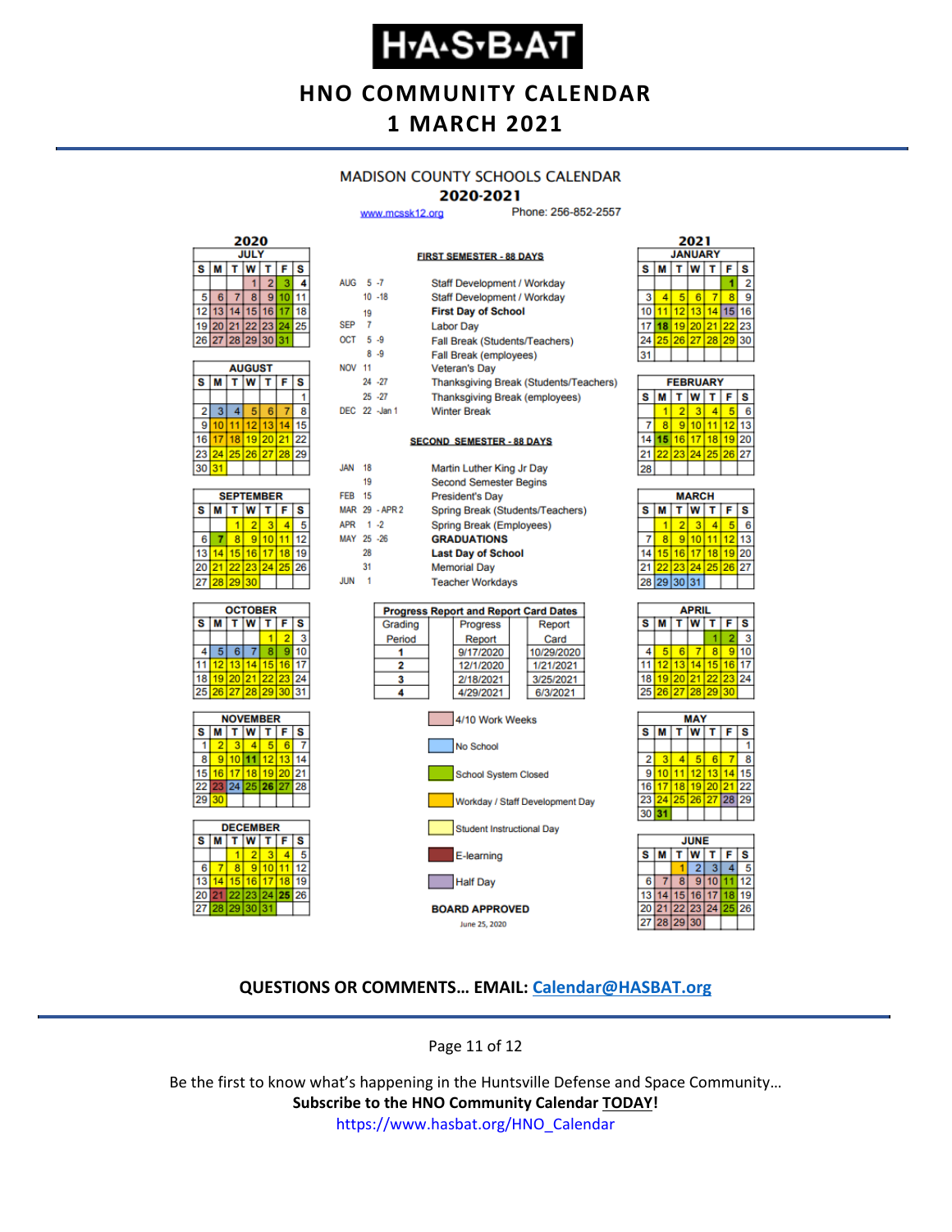# H·A·S·B·A·T

## HNO COMMUNITY CALENDAR
## 1 MARCH 2021

### MADISON COUNTY SCHOOLS CALENDAR
### 2020-2021

www.mcssk12.org Phone: 256-852-2557

**FIRST SEMESTER - 88 DAYS**

| | | |
|---|---|---|
| AUG | 5 -7 | Staff Development / Workday |
| | 10 -18 | Staff Development / Workday |
| | 19 | **First Day of School** |
| SEP | 7 | Labor Day |
| OCT | 5 -9 | Fall Break (Students/Teachers) |
| | 8 -9 | Fall Break (employees) |
| NOV | 11 | Veteran's Day |
| | 24 -27 | Thanksgiving Break (Students/Teachers) |
| | 25 -27 | Thanksgiving Break (employees) |
| DEC | 22 -Jan 1 | Winter Break |

**SECOND SEMESTER - 88 DAYS**

| | | |
|---|---|---|
| JAN | 18 | Martin Luther King Jr Day |
| | 19 | Second Semester Begins |
| FEB | 15 | President's Day |
| MAR | 29 - APR 2 | Spring Break (Students/Teachers) |
| APR | 1 -2 | Spring Break (Employees) |
| MAY | 25 -26 | **GRADUATIONS** |
| | 28 | **Last Day of School** |
| | 31 | Memorial Day |
| JUN | 1 | Teacher Workdays |

**Progress Report and Report Card Dates**

| Grading Period | Progress Report | Report Card |
|---|---|---|
| 1 | 9/17/2020 | 10/29/2020 |
| 2 | 12/1/2020 | 1/21/2021 |
| 3 | 2/18/2021 | 3/25/2021 |
| 4 | 4/29/2021 | 6/3/2021 |

Legend:
- 4/10 Work Weeks
- No School
- School System Closed
- Workday / Staff Development Day
- Student Instructional Day
- E-learning
- Half Day

**BOARD APPROVED**
June 25, 2020

**2020**

JULY

| S | M | T | W | T | F | S |
|---|---|---|---|---|---|---|
| | | | 1 | 2 | 3 | 4 |
| 5 | 6 | 7 | 8 | 9 | 10 | 11 |
| 12 | 13 | 14 | 15 | 16 | 17 | 18 |
| 19 | 20 | 21 | 22 | 23 | 24 | 25 |
| 26 | 27 | 28 | 29 | 30 | 31 | |

AUGUST

| S | M | T | W | T | F | S |
|---|---|---|---|---|---|---|
| | | | | | | 1 |
| 2 | 3 | 4 | 5 | 6 | 7 | 8 |
| 9 | 10 | 11 | 12 | 13 | 14 | 15 |
| 16 | 17 | 18 | 19 | 20 | 21 | 22 |
| 23 | 24 | 25 | 26 | 27 | 28 | 29 |
| 30 | 31 | | | | | |

SEPTEMBER

| S | M | T | W | T | F | S |
|---|---|---|---|---|---|---|
| | | 1 | 2 | 3 | 4 | 5 |
| 6 | 7 | 8 | 9 | 10 | 11 | 12 |
| 13 | 14 | 15 | 16 | 17 | 18 | 19 |
| 20 | 21 | 22 | 23 | 24 | 25 | 26 |
| 27 | 28 | 29 | 30 | | | |

OCTOBER

| S | M | T | W | T | F | S |
|---|---|---|---|---|---|---|
| | | | | 1 | 2 | 3 |
| 4 | 5 | 6 | 7 | 8 | 9 | 10 |
| 11 | 12 | 13 | 14 | 15 | 16 | 17 |
| 18 | 19 | 20 | 21 | 22 | 23 | 24 |
| 25 | 26 | 27 | 28 | 29 | 30 | 31 |

NOVEMBER

| S | M | T | W | T | F | S |
|---|---|---|---|---|---|---|
| 1 | 2 | 3 | 4 | 5 | 6 | 7 |
| 8 | 9 | 10 | 11 | 12 | 13 | 14 |
| 15 | 16 | 17 | 18 | 19 | 20 | 21 |
| 22 | 23 | 24 | 25 | 26 | 27 | 28 |
| 29 | 30 | | | | | |

DECEMBER

| S | M | T | W | T | F | S |
|---|---|---|---|---|---|---|
| | | 1 | 2 | 3 | 4 | 5 |
| 6 | 7 | 8 | 9 | 10 | 11 | 12 |
| 13 | 14 | 15 | 16 | 17 | 18 | 19 |
| 20 | 21 | 22 | 23 | 24 | 25 | 26 |
| 27 | 28 | 29 | 30 | 31 | | |

**2021**

JANUARY

| S | M | T | W | T | F | S |
|---|---|---|---|---|---|---|
| | | | | | 1 | 2 |
| 3 | 4 | 5 | 6 | 7 | 8 | 9 |
| 10 | 11 | 12 | 13 | 14 | 15 | 16 |
| 17 | 18 | 19 | 20 | 21 | 22 | 23 |
| 24 | 25 | 26 | 27 | 28 | 29 | 30 |
| 31 | | | | | | |

FEBRUARY

| S | M | T | W | T | F | S |
|---|---|---|---|---|---|---|
| | 1 | 2 | 3 | 4 | 5 | 6 |
| 7 | 8 | 9 | 10 | 11 | 12 | 13 |
| 14 | 15 | 16 | 17 | 18 | 19 | 20 |
| 21 | 22 | 23 | 24 | 25 | 26 | 27 |
| 28 | | | | | | |

MARCH

| S | M | T | W | T | F | S |
|---|---|---|---|---|---|---|
| | 1 | 2 | 3 | 4 | 5 | 6 |
| 7 | 8 | 9 | 10 | 11 | 12 | 13 |
| 14 | 15 | 16 | 17 | 18 | 19 | 20 |
| 21 | 22 | 23 | 24 | 25 | 26 | 27 |
| 28 | 29 | 30 | 31 | | | |

APRIL

| S | M | T | W | T | F | S |
|---|---|---|---|---|---|---|
| | | | | 1 | 2 | 3 |
| 4 | 5 | 6 | 7 | 8 | 9 | 10 |
| 11 | 12 | 13 | 14 | 15 | 16 | 17 |
| 18 | 19 | 20 | 21 | 22 | 23 | 24 |
| 25 | 26 | 27 | 28 | 29 | 30 | |

MAY

| S | M | T | W | T | F | S |
|---|---|---|---|---|---|---|
| | | | | | | 1 |
| 2 | 3 | 4 | 5 | 6 | 7 | 8 |
| 9 | 10 | 11 | 12 | 13 | 14 | 15 |
| 16 | 17 | 18 | 19 | 20 | 21 | 22 |
| 23 | 24 | 25 | 26 | 27 | 28 | 29 |
| 30 | 31 | | | | | |

JUNE

| S | M | T | W | T | F | S |
|---|---|---|---|---|---|---|
| | | 1 | 2 | 3 | 4 | 5 |
| 6 | 7 | 8 | 9 | 10 | 11 | 12 |
| 13 | 14 | 15 | 16 | 17 | 18 | 19 |
| 20 | 21 | 22 | 23 | 24 | 25 | 26 |
| 27 | 28 | 29 | 30 | | | |

**QUESTIONS OR COMMENTS… EMAIL: Calendar@HASBAT.org**

Be the first to know what's happening in the Huntsville Defense and Space Community…
**Subscribe to the HNO Community Calendar TODAY!**
https://www.hasbat.org/HNO_Calendar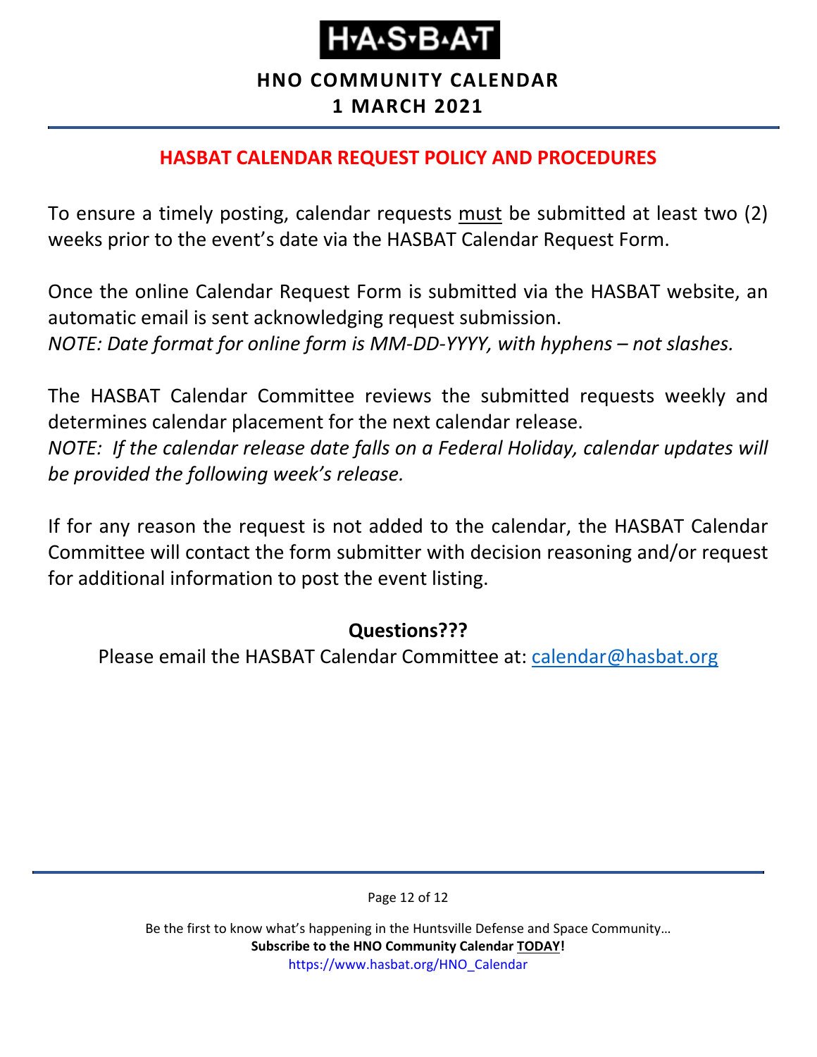# H·A·S·B·A·T

## HNO COMMUNITY CALENDAR
## 1 MARCH 2021

### HASBAT CALENDAR REQUEST POLICY AND PROCEDURES

To ensure a timely posting, calendar requests must be submitted at least two (2) weeks prior to the event's date via the HASBAT Calendar Request Form.

Once the online Calendar Request Form is submitted via the HASBAT website, an automatic email is sent acknowledging request submission.
*NOTE: Date format for online form is MM-DD-YYYY, with hyphens – not slashes.*

The HASBAT Calendar Committee reviews the submitted requests weekly and determines calendar placement for the next calendar release.
*NOTE: If the calendar release date falls on a Federal Holiday, calendar updates will be provided the following week's release.*

If for any reason the request is not added to the calendar, the HASBAT Calendar Committee will contact the form submitter with decision reasoning and/or request for additional information to post the event listing.

**Questions???**

Please email the HASBAT Calendar Committee at: calendar@hasbat.org

Be the first to know what's happening in the Huntsville Defense and Space Community…
**Subscribe to the HNO Community Calendar TODAY!**
https://www.hasbat.org/HNO_Calendar